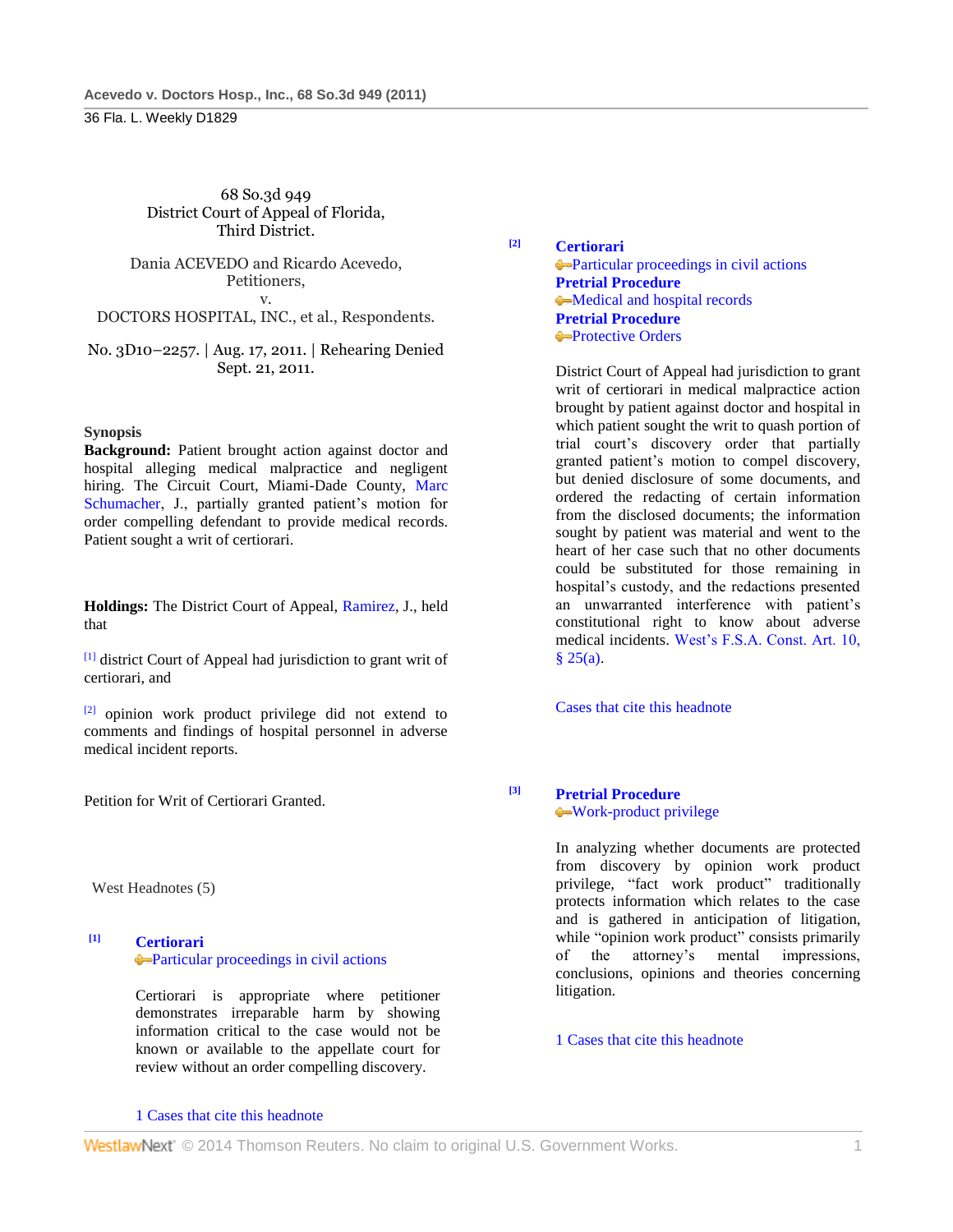68 So.3d 949
District Court of Appeal of Florida,
Third District.

Dania ACEVEDO and Ricardo Acevedo,
Petitioners,
v.
DOCTORS HOSPITAL, INC., et al., Respondents.

No. 3D10–2257. | Aug. 17, 2011. | Rehearing Denied
Sept. 21, 2011.

**Synopsis**

**Background:** Patient brought action against doctor and hospital alleging medical malpractice and negligent hiring. The Circuit Court, Miami-Dade County, Marc Schumacher, J., partially granted patient's motion for order compelling defendant to provide medical records. Patient sought a writ of certiorari.

**Holdings:** The District Court of Appeal, Ramirez, J., held that

[1] district Court of Appeal had jurisdiction to grant writ of certiorari, and

[2] opinion work product privilege did not extend to comments and findings of hospital personnel in adverse medical incident reports.

Petition for Writ of Certiorari Granted.

West Headnotes (5)

[1] **Certiorari**
Particular proceedings in civil actions

Certiorari is appropriate where petitioner demonstrates irreparable harm by showing information critical to the case would not be known or available to the appellate court for review without an order compelling discovery.

1 Cases that cite this headnote

[2] **Certiorari**
Particular proceedings in civil actions
**Pretrial Procedure**
Medical and hospital records
**Pretrial Procedure**
Protective Orders

District Court of Appeal had jurisdiction to grant writ of certiorari in medical malpractice action brought by patient against doctor and hospital in which patient sought the writ to quash portion of trial court's discovery order that partially granted patient's motion to compel discovery, but denied disclosure of some documents, and ordered the redacting of certain information from the disclosed documents; the information sought by patient was material and went to the heart of her case such that no other documents could be substituted for those remaining in hospital's custody, and the redactions presented an unwarranted interference with patient's constitutional right to know about adverse medical incidents. West's F.S.A. Const. Art. 10, § 25(a).

Cases that cite this headnote

[3] **Pretrial Procedure**
Work-product privilege

In analyzing whether documents are protected from discovery by opinion work product privilege, "fact work product" traditionally protects information which relates to the case and is gathered in anticipation of litigation, while "opinion work product" consists primarily of the attorney's mental impressions, conclusions, opinions and theories concerning litigation.

1 Cases that cite this headnote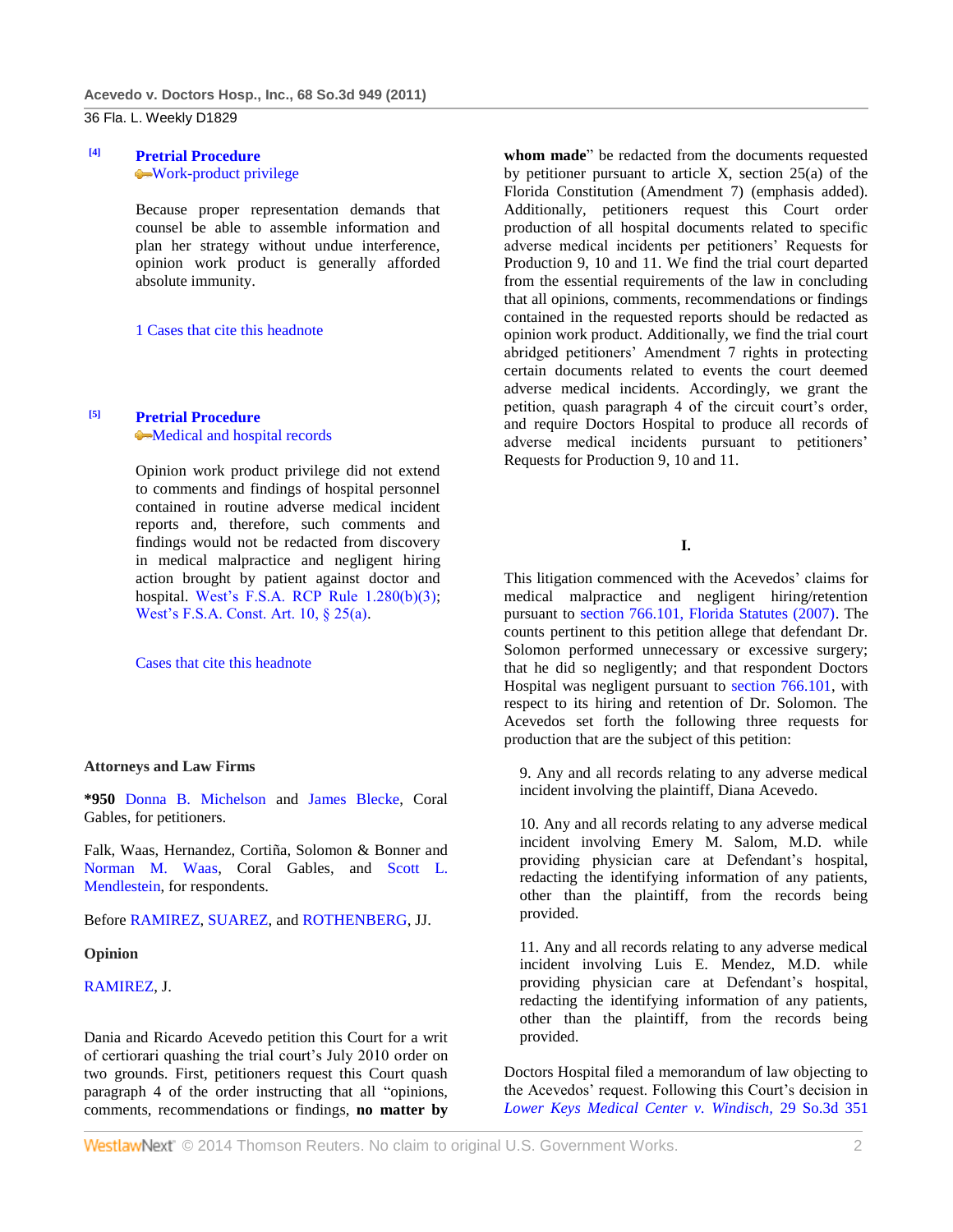[4] **Pretrial Procedure**
Work-product privilege

Because proper representation demands that counsel be able to assemble information and plan her strategy without undue interference, opinion work product is generally afforded absolute immunity.

1 Cases that cite this headnote

[5] **Pretrial Procedure**
Medical and hospital records

Opinion work product privilege did not extend to comments and findings of hospital personnel contained in routine adverse medical incident reports and, therefore, such comments and findings would not be redacted from discovery in medical malpractice and negligent hiring action brought by patient against doctor and hospital. West's F.S.A. RCP Rule 1.280(b)(3); West's F.S.A. Const. Art. 10, § 25(a).

Cases that cite this headnote

### Attorneys and Law Firms

*950 Donna B. Michelson and James Blecke, Coral Gables, for petitioners.

Falk, Waas, Hernandez, Cortiña, Solomon & Bonner and Norman M. Waas, Coral Gables, and Scott L. Mendlestein, for respondents.

Before RAMIREZ, SUAREZ, and ROTHENBERG, JJ.

### Opinion

RAMIREZ, J.

Dania and Ricardo Acevedo petition this Court for a writ of certiorari quashing the trial court's July 2010 order on two grounds. First, petitioners request this Court quash paragraph 4 of the order instructing that all "opinions, comments, recommendations or findings, **no matter by whom made**" be redacted from the documents requested by petitioner pursuant to article X, section 25(a) of the Florida Constitution (Amendment 7) (emphasis added). Additionally, petitioners request this Court order production of all hospital documents related to specific adverse medical incidents per petitioners' Requests for Production 9, 10 and 11. We find the trial court departed from the essential requirements of the law in concluding that all opinions, comments, recommendations or findings contained in the requested reports should be redacted as opinion work product. Additionally, we find the trial court abridged petitioners' Amendment 7 rights in protecting certain documents related to events the court deemed adverse medical incidents. Accordingly, we grant the petition, quash paragraph 4 of the circuit court's order, and require Doctors Hospital to produce all records of adverse medical incidents pursuant to petitioners' Requests for Production 9, 10 and 11.

### I.

This litigation commenced with the Acevedos' claims for medical malpractice and negligent hiring/retention pursuant to section 766.101, Florida Statutes (2007). The counts pertinent to this petition allege that defendant Dr. Solomon performed unnecessary or excessive surgery; that he did so negligently; and that respondent Doctors Hospital was negligent pursuant to section 766.101, with respect to its hiring and retention of Dr. Solomon. The Acevedos set forth the following three requests for production that are the subject of this petition:

> 9. Any and all records relating to any adverse medical incident involving the plaintiff, Diana Acevedo.
>
> 10. Any and all records relating to any adverse medical incident involving Emery M. Salom, M.D. while providing physician care at Defendant's hospital, redacting the identifying information of any patients, other than the plaintiff, from the records being provided.
>
> 11. Any and all records relating to any adverse medical incident involving Luis E. Mendez, M.D. while providing physician care at Defendant's hospital, redacting the identifying information of any patients, other than the plaintiff, from the records being provided.

Doctors Hospital filed a memorandum of law objecting to the Acevedos' request. Following this Court's decision in *Lower Keys Medical Center v. Windisch*, 29 So.3d 351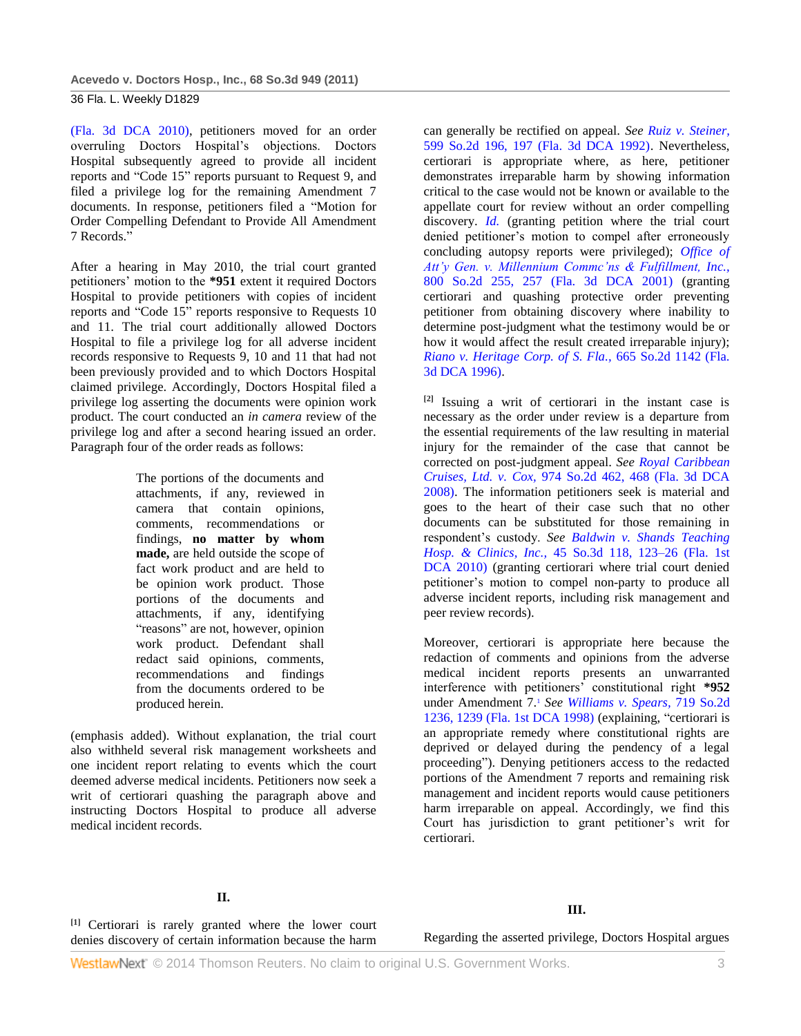(Fla. 3d DCA 2010), petitioners moved for an order overruling Doctors Hospital's objections. Doctors Hospital subsequently agreed to provide all incident reports and "Code 15" reports pursuant to Request 9, and filed a privilege log for the remaining Amendment 7 documents. In response, petitioners filed a "Motion for Order Compelling Defendant to Provide All Amendment 7 Records."

After a hearing in May 2010, the trial court granted petitioners' motion to the **\*951** extent it required Doctors Hospital to provide petitioners with copies of incident reports and "Code 15" reports responsive to Requests 10 and 11. The trial court additionally allowed Doctors Hospital to file a privilege log for all adverse incident records responsive to Requests 9, 10 and 11 that had not been previously provided and to which Doctors Hospital claimed privilege. Accordingly, Doctors Hospital filed a privilege log asserting the documents were opinion work product. The court conducted an *in camera* review of the privilege log and after a second hearing issued an order. Paragraph four of the order reads as follows:

> The portions of the documents and attachments, if any, reviewed in camera that contain opinions, comments, recommendations or findings, **no matter by whom made,** are held outside the scope of fact work product and are held to be opinion work product. Those portions of the documents and attachments, if any, identifying "reasons" are not, however, opinion work product. Defendant shall redact said opinions, comments, recommendations and findings from the documents ordered to be produced herein.

(emphasis added). Without explanation, the trial court also withheld several risk management worksheets and one incident report relating to events which the court deemed adverse medical incidents. Petitioners now seek a writ of certiorari quashing the paragraph above and instructing Doctors Hospital to produce all adverse medical incident records.

## II.

[1] Certiorari is rarely granted where the lower court denies discovery of certain information because the harm can generally be rectified on appeal. *See Ruiz v. Steiner,* 599 So.2d 196, 197 (Fla. 3d DCA 1992). Nevertheless, certiorari is appropriate where, as here, petitioner demonstrates irreparable harm by showing information critical to the case would not be known or available to the appellate court for review without an order compelling discovery. *Id.* (granting petition where the trial court denied petitioner's motion to compel after erroneously concluding autopsy reports were privileged); *Office of Att'y Gen. v. Millennium Commc'ns & Fulfillment, Inc.,* 800 So.2d 255, 257 (Fla. 3d DCA 2001) (granting certiorari and quashing protective order preventing petitioner from obtaining discovery where inability to determine post-judgment what the testimony would be or how it would affect the result created irreparable injury); *Riano v. Heritage Corp. of S. Fla.,* 665 So.2d 1142 (Fla. 3d DCA 1996).

[2] Issuing a writ of certiorari in the instant case is necessary as the order under review is a departure from the essential requirements of the law resulting in material injury for the remainder of the case that cannot be corrected on post-judgment appeal. *See Royal Caribbean Cruises, Ltd. v. Cox,* 974 So.2d 462, 468 (Fla. 3d DCA 2008). The information petitioners seek is material and goes to the heart of their case such that no other documents can be substituted for those remaining in respondent's custody. *See Baldwin v. Shands Teaching Hosp. & Clinics, Inc.,* 45 So.3d 118, 123–26 (Fla. 1st DCA 2010) (granting certiorari where trial court denied petitioner's motion to compel non-party to produce all adverse incident reports, including risk management and peer review records).

Moreover, certiorari is appropriate here because the redaction of comments and opinions from the adverse medical incident reports presents an unwarranted interference with petitioners' constitutional right **\*952** under Amendment 7.[1] *See Williams v. Spears,* 719 So.2d 1236, 1239 (Fla. 1st DCA 1998) (explaining, "certiorari is an appropriate remedy where constitutional rights are deprived or delayed during the pendency of a legal proceeding"). Denying petitioners access to the redacted portions of the Amendment 7 reports and remaining risk management and incident reports would cause petitioners harm irreparable on appeal. Accordingly, we find this Court has jurisdiction to grant petitioner's writ for certiorari.

## III.

Regarding the asserted privilege, Doctors Hospital argues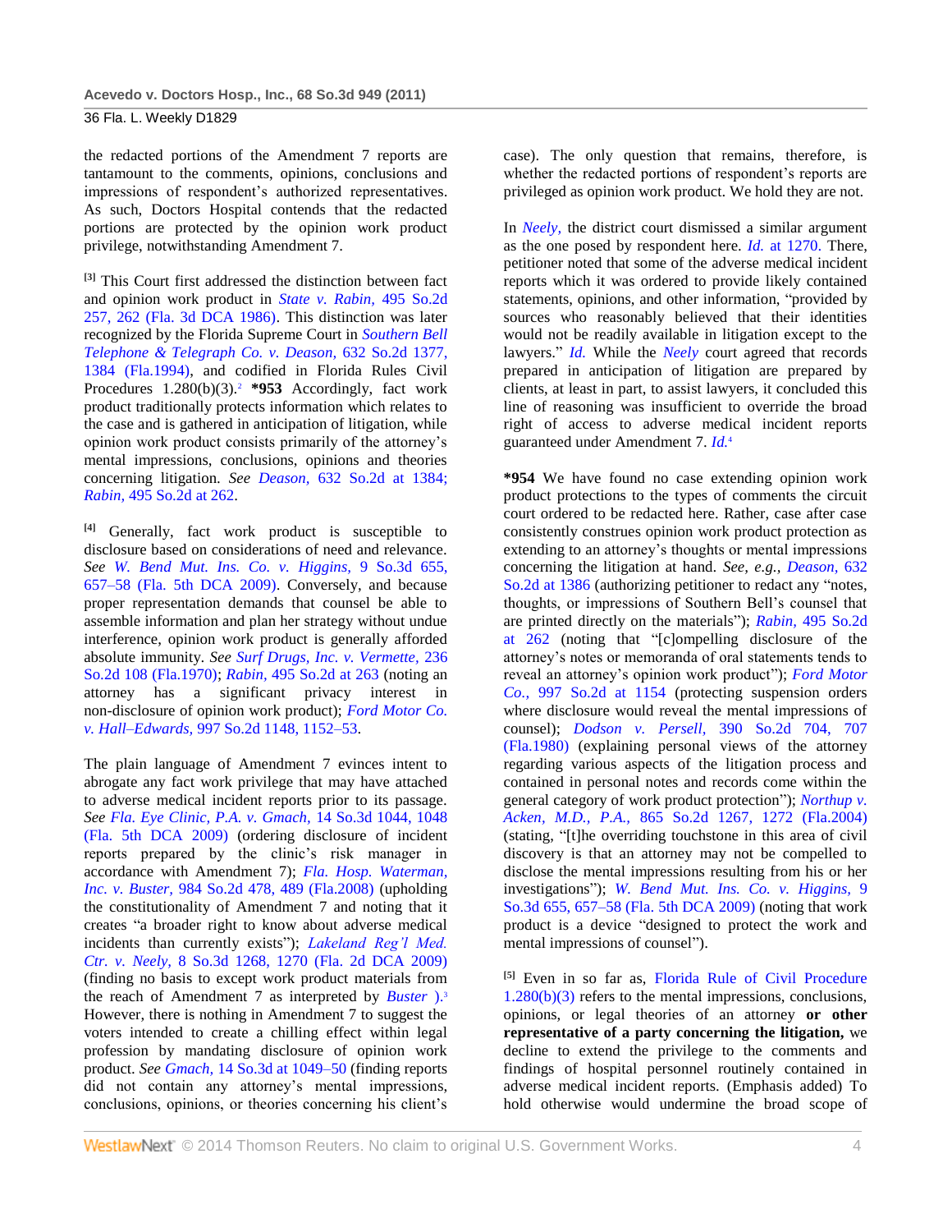the redacted portions of the Amendment 7 reports are tantamount to the comments, opinions, conclusions and impressions of respondent's authorized representatives. As such, Doctors Hospital contends that the redacted portions are protected by the opinion work product privilege, notwithstanding Amendment 7.

[3] This Court first addressed the distinction between fact and opinion work product in *State v. Rabin,* 495 So.2d 257, 262 (Fla. 3d DCA 1986). This distinction was later recognized by the Florida Supreme Court in *Southern Bell Telephone & Telegraph Co. v. Deason,* 632 So.2d 1377, 1384 (Fla.1994), and codified in Florida Rules Civil Procedures 1.280(b)(3).[2] **\*953** Accordingly, fact work product traditionally protects information which relates to the case and is gathered in anticipation of litigation, while opinion work product consists primarily of the attorney's mental impressions, conclusions, opinions and theories concerning litigation. *See Deason,* 632 So.2d at 1384; *Rabin,* 495 So.2d at 262.

[4] Generally, fact work product is susceptible to disclosure based on considerations of need and relevance. *See W. Bend Mut. Ins. Co. v. Higgins,* 9 So.3d 655, 657–58 (Fla. 5th DCA 2009). Conversely, and because proper representation demands that counsel be able to assemble information and plan her strategy without undue interference, opinion work product is generally afforded absolute immunity. *See Surf Drugs, Inc. v. Vermette,* 236 So.2d 108 (Fla.1970); *Rabin,* 495 So.2d at 263 (noting an attorney has a significant privacy interest in non-disclosure of opinion work product); *Ford Motor Co. v. Hall–Edwards,* 997 So.2d 1148, 1152–53.

The plain language of Amendment 7 evinces intent to abrogate any fact work privilege that may have attached to adverse medical incident reports prior to its passage. *See Fla. Eye Clinic, P.A. v. Gmach,* 14 So.3d 1044, 1048 (Fla. 5th DCA 2009) (ordering disclosure of incident reports prepared by the clinic's risk manager in accordance with Amendment 7); *Fla. Hosp. Waterman, Inc. v. Buster,* 984 So.2d 478, 489 (Fla.2008) (upholding the constitutionality of Amendment 7 and noting that it creates "a broader right to know about adverse medical incidents than currently exists"); *Lakeland Reg'l Med. Ctr. v. Neely,* 8 So.3d 1268, 1270 (Fla. 2d DCA 2009) (finding no basis to except work product materials from the reach of Amendment 7 as interpreted by *Buster* ).[3] However, there is nothing in Amendment 7 to suggest the voters intended to create a chilling effect within legal profession by mandating disclosure of opinion work product. *See Gmach,* 14 So.3d at 1049–50 (finding reports did not contain any attorney's mental impressions, conclusions, opinions, or theories concerning his client's case). The only question that remains, therefore, is whether the redacted portions of respondent's reports are privileged as opinion work product. We hold they are not.

In *Neely,* the district court dismissed a similar argument as the one posed by respondent here. *Id.* at 1270. There, petitioner noted that some of the adverse medical incident reports which it was ordered to provide likely contained statements, opinions, and other information, "provided by sources who reasonably believed that their identities would not be readily available in litigation except to the lawyers." *Id.* While the *Neely* court agreed that records prepared in anticipation of litigation are prepared by clients, at least in part, to assist lawyers, it concluded this line of reasoning was insufficient to override the broad right of access to adverse medical incident reports guaranteed under Amendment 7. *Id.*[4]

**\*954** We have found no case extending opinion work product protections to the types of comments the circuit court ordered to be redacted here. Rather, case after case consistently construes opinion work product protection as extending to an attorney's thoughts or mental impressions concerning the litigation at hand. *See, e.g., Deason,* 632 So.2d at 1386 (authorizing petitioner to redact any "notes, thoughts, or impressions of Southern Bell's counsel that are printed directly on the materials"); *Rabin,* 495 So.2d at 262 (noting that "[c]ompelling disclosure of the attorney's notes or memoranda of oral statements tends to reveal an attorney's opinion work product"); *Ford Motor Co.,* 997 So.2d at 1154 (protecting suspension orders where disclosure would reveal the mental impressions of counsel); *Dodson v. Persell,* 390 So.2d 704, 707 (Fla.1980) (explaining personal views of the attorney regarding various aspects of the litigation process and contained in personal notes and records come within the general category of work product protection"); *Northup v. Acken, M.D., P.A.,* 865 So.2d 1267, 1272 (Fla.2004) (stating, "[t]he overriding touchstone in this area of civil discovery is that an attorney may not be compelled to disclose the mental impressions resulting from his or her investigations"); *W. Bend Mut. Ins. Co. v. Higgins,* 9 So.3d 655, 657–58 (Fla. 5th DCA 2009) (noting that work product is a device "designed to protect the work and mental impressions of counsel").

[5] Even in so far as, Florida Rule of Civil Procedure 1.280(b)(3) refers to the mental impressions, conclusions, opinions, or legal theories of an attorney **or other representative of a party concerning the litigation,** we decline to extend the privilege to the comments and findings of hospital personnel routinely contained in adverse medical incident reports. (Emphasis added) To hold otherwise would undermine the broad scope of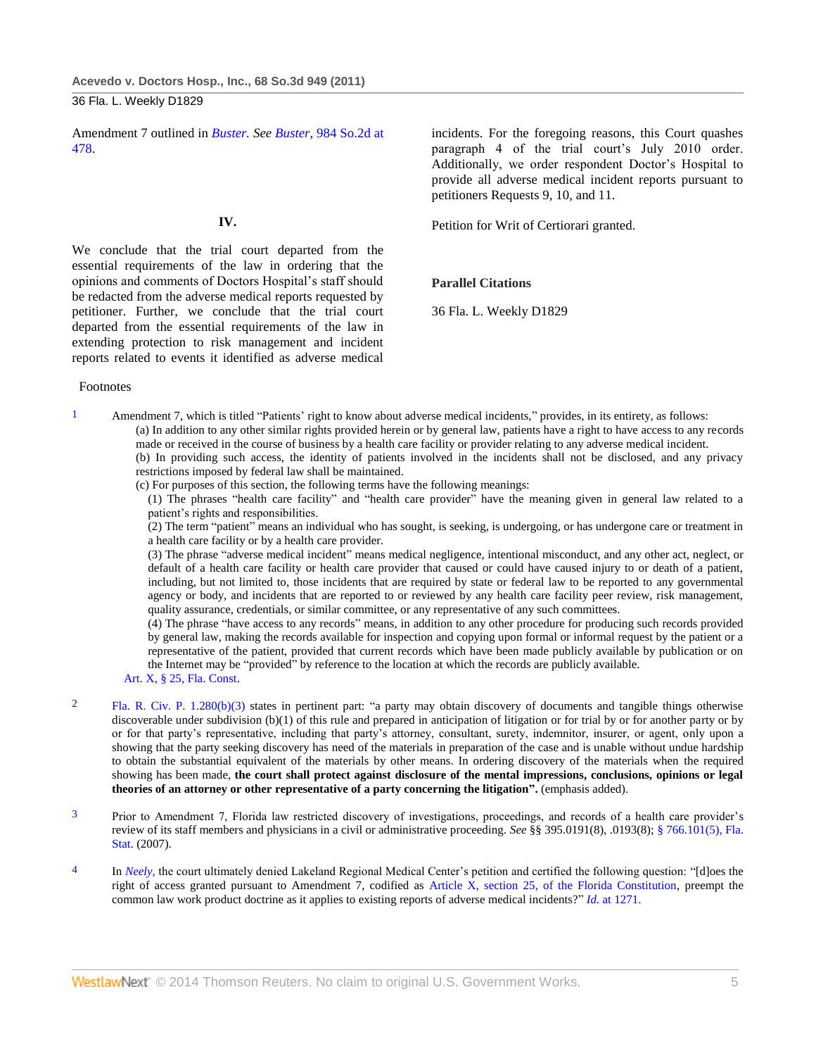Amendment 7 outlined in *Buster*. *See Buster,* 984 So.2d at 478.

## IV.

We conclude that the trial court departed from the essential requirements of the law in ordering that the opinions and comments of Doctors Hospital's staff should be redacted from the adverse medical reports requested by petitioner. Further, we conclude that the trial court departed from the essential requirements of the law in extending protection to risk management and incident reports related to events it identified as adverse medical incidents. For the foregoing reasons, this Court quashes paragraph 4 of the trial court's July 2010 order. Additionally, we order respondent Doctor's Hospital to provide all adverse medical incident reports pursuant to petitioners Requests 9, 10, and 11.

Petition for Writ of Certiorari granted.

### Parallel Citations

36 Fla. L. Weekly D1829

### Footnotes

1 Amendment 7, which is titled "Patients' right to know about adverse medical incidents," provides, in its entirety, as follows:

> (a) In addition to any other similar rights provided herein or by general law, patients have a right to have access to any records made or received in the course of business by a health care facility or provider relating to any adverse medical incident.
>
> (b) In providing such access, the identity of patients involved in the incidents shall not be disclosed, and any privacy restrictions imposed by federal law shall be maintained.
>
> (c) For purposes of this section, the following terms have the following meanings:
>
> (1) The phrases "health care facility" and "health care provider" have the meaning given in general law related to a patient's rights and responsibilities.
>
> (2) The term "patient" means an individual who has sought, is seeking, is undergoing, or has undergone care or treatment in a health care facility or by a health care provider.
>
> (3) The phrase "adverse medical incident" means medical negligence, intentional misconduct, and any other act, neglect, or default of a health care facility or health care provider that caused or could have caused injury to or death of a patient, including, but not limited to, those incidents that are required by state or federal law to be reported to any governmental agency or body, and incidents that are reported to or reviewed by any health care facility peer review, risk management, quality assurance, credentials, or similar committee, or any representative of any such committees.
>
> (4) The phrase "have access to any records" means, in addition to any other procedure for producing such records provided by general law, making the records available for inspection and copying upon formal or informal request by the patient or a representative of the patient, provided that current records which have been made publicly available by publication or on the Internet may be "provided" by reference to the location at which the records are publicly available.

Art. X, § 25, Fla. Const.

2 Fla. R. Civ. P. 1.280(b)(3) states in pertinent part: "a party may obtain discovery of documents and tangible things otherwise discoverable under subdivision (b)(1) of this rule and prepared in anticipation of litigation or for trial by or for another party or by or for that party's representative, including that party's attorney, consultant, surety, indemnitor, insurer, or agent, only upon a showing that the party seeking discovery has need of the materials in preparation of the case and is unable without undue hardship to obtain the substantial equivalent of the materials by other means. In ordering discovery of the materials when the required showing has been made, **the court shall protect against disclosure of the mental impressions, conclusions, opinions or legal theories of an attorney or other representative of a party concerning the litigation".** (emphasis added).

3 Prior to Amendment 7, Florida law restricted discovery of investigations, proceedings, and records of a health care provider's review of its staff members and physicians in a civil or administrative proceeding. *See* §§ 395.0191(8), .0193(8); § 766.101(5), Fla. Stat. (2007).

4 In *Neely,* the court ultimately denied Lakeland Regional Medical Center's petition and certified the following question: "[d]oes the right of access granted pursuant to Amendment 7, codified as Article X, section 25, of the Florida Constitution, preempt the common law work product doctrine as it applies to existing reports of adverse medical incidents?" *Id.* at 1271.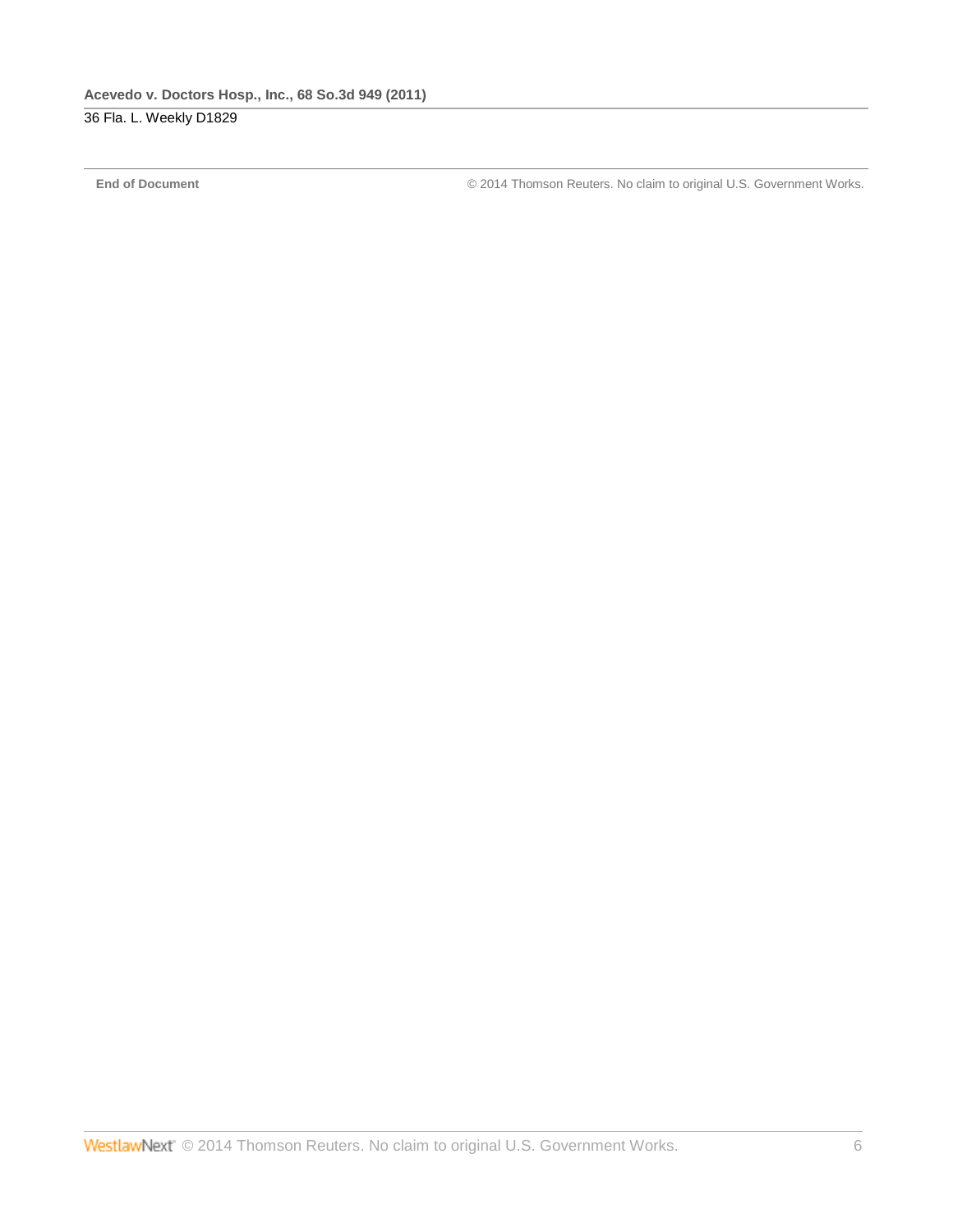End of Document

© 2014 Thomson Reuters. No claim to original U.S. Government Works.